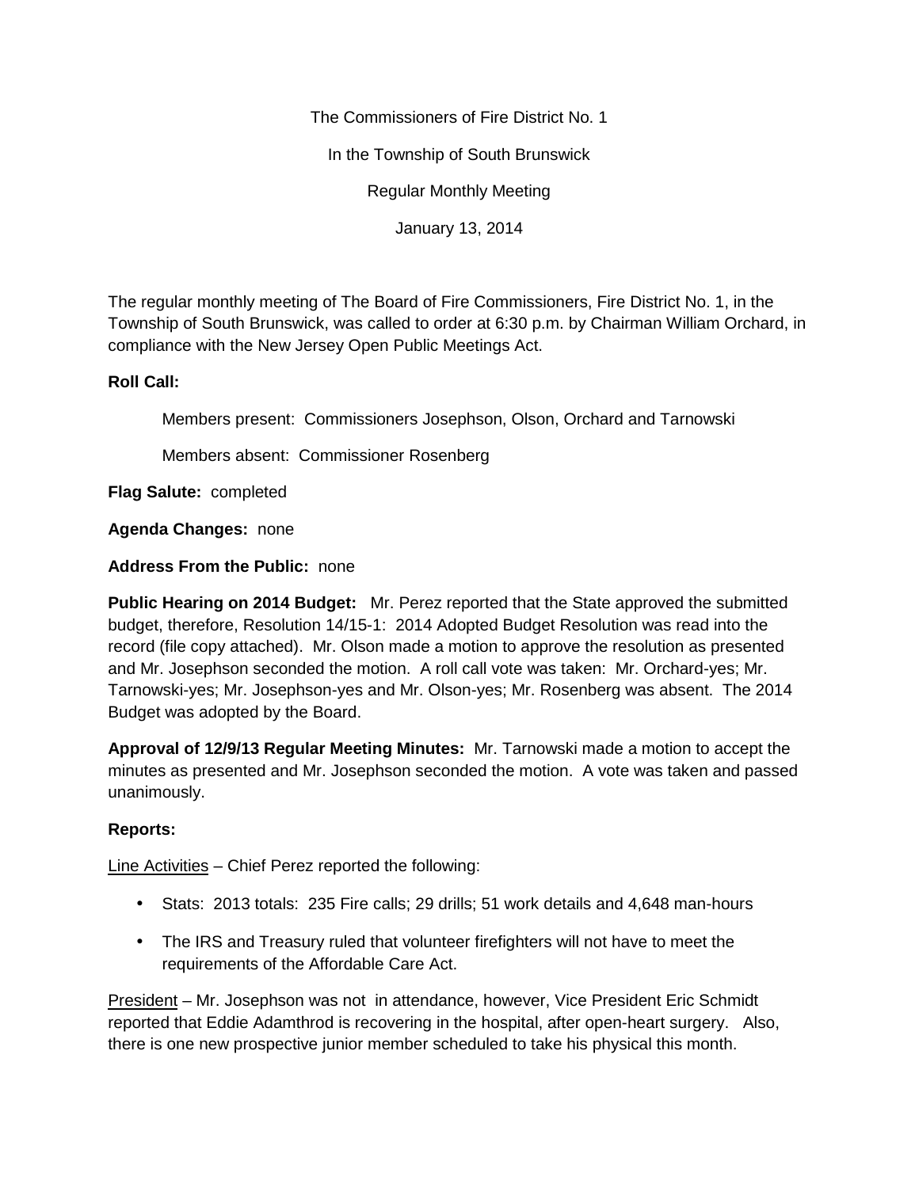The Commissioners of Fire District No. 1

In the Township of South Brunswick

Regular Monthly Meeting

January 13, 2014

The regular monthly meeting of The Board of Fire Commissioners, Fire District No. 1, in the Township of South Brunswick, was called to order at 6:30 p.m. by Chairman William Orchard, in compliance with the New Jersey Open Public Meetings Act.

**Roll Call:**

Members present: Commissioners Josephson, Olson, Orchard and Tarnowski

Members absent: Commissioner Rosenberg

**Flag Salute:** completed

**Agenda Changes:** none

**Address From the Public:** none

**Public Hearing on 2014 Budget:** Mr. Perez reported that the State approved the submitted budget, therefore, Resolution 14/15-1: 2014 Adopted Budget Resolution was read into the record (file copy attached). Mr. Olson made a motion to approve the resolution as presented and Mr. Josephson seconded the motion. A roll call vote was taken: Mr. Orchard-yes; Mr. Tarnowski-yes; Mr. Josephson-yes and Mr. Olson-yes; Mr. Rosenberg was absent. The 2014 Budget was adopted by the Board.

**Approval of 12/9/13 Regular Meeting Minutes:** Mr. Tarnowski made a motion to accept the minutes as presented and Mr. Josephson seconded the motion. A vote was taken and passed unanimously.

**Reports:**

Line Activities – Chief Perez reported the following:

- Stats: 2013 totals: 235 Fire calls; 29 drills; 51 work details and 4,648 man-hours
- The IRS and Treasury ruled that volunteer firefighters will not have to meet the requirements of the Affordable Care Act.

President – Mr. Josephson was not in attendance, however, Vice President Eric Schmidt reported that Eddie Adamthrod is recovering in the hospital, after open-heart surgery. Also, there is one new prospective junior member scheduled to take his physical this month.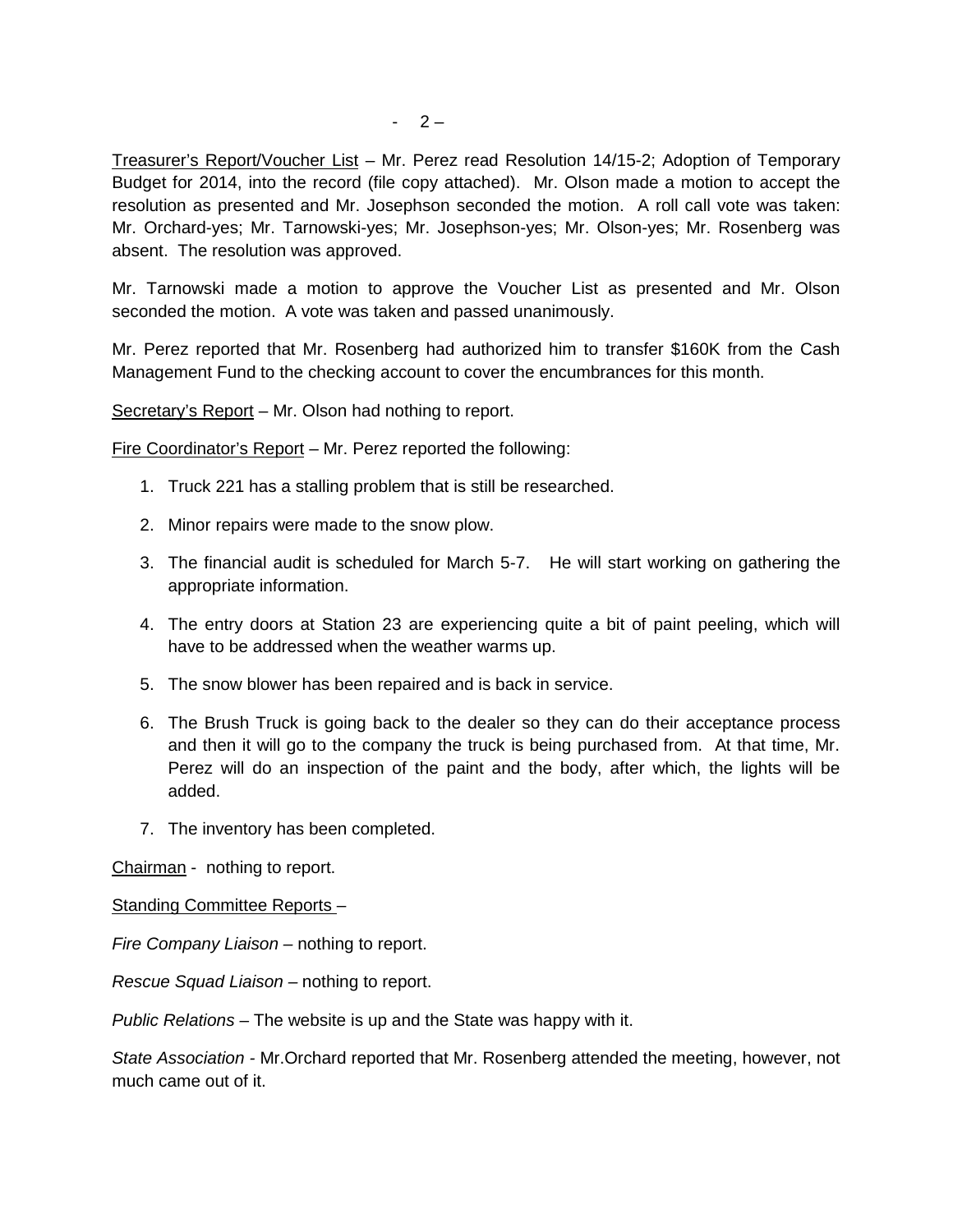<u>Treasurer's Report/Voucher List</u> – Mr. Perez read Resolution 14/15-2; Adoption of Temporary Budget for 2014, into the record (file copy attached). Mr. Olson made a motion to accept the resolution as presented and Mr. Josephson seconded the motion. A roll call vote was taken: Mr. Orchard-yes; Mr. Tarnowski-yes; Mr. Josephson-yes; Mr. Olson-yes; Mr. Rosenberg was absent. The resolution was approved.

Mr. Tarnowski made a motion to approve the Voucher List as presented and Mr. Olson seconded the motion. A vote was taken and passed unanimously.

Mr. Perez reported that Mr. Rosenberg had authorized him to transfer $160K from the Cash Management Fund to the checking account to cover the encumbrances for this month.

<u>Secretary's Report</u> – Mr. Olson had nothing to report.

<u>Fire Coordinator's Report</u> – Mr. Perez reported the following:

1. Truck 221 has a stalling problem that is still be researched.
2. Minor repairs were made to the snow plow.
3. The financial audit is scheduled for March 5-7. He will start working on gathering the appropriate information.
4. The entry doors at Station 23 are experiencing quite a bit of paint peeling, which will have to be addressed when the weather warms up.
5. The snow blower has been repaired and is back in service.
6. The Brush Truck is going back to the dealer so they can do their acceptance process and then it will go to the company the truck is being purchased from. At that time, Mr. Perez will do an inspection of the paint and the body, after which, the lights will be added.
7. The inventory has been completed.

<u>Chairman</u> - nothing to report.

<u>Standing Committee Reports</u> –

*Fire Company Liaison* – nothing to report.

*Rescue Squad Liaison* – nothing to report.

*Public Relations* – The website is up and the State was happy with it.

*State Association* - Mr.Orchard reported that Mr. Rosenberg attended the meeting, however, not much came out of it.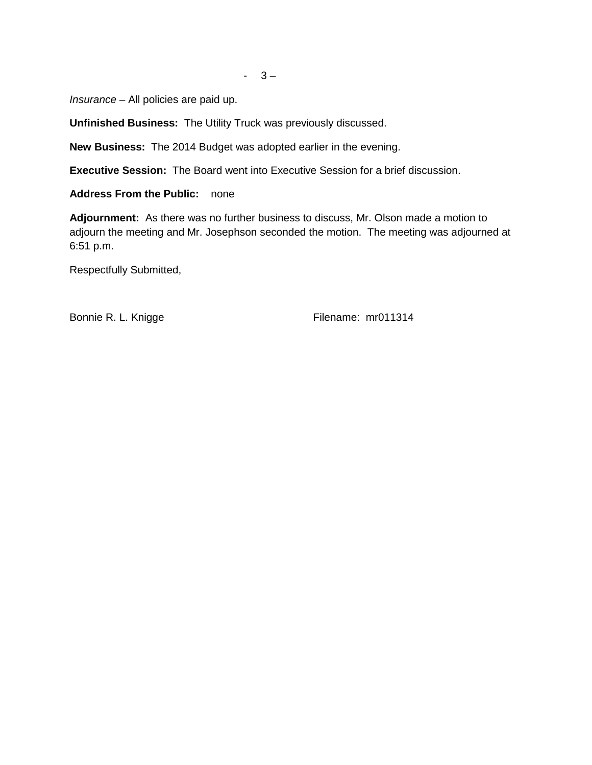*Insurance* – All policies are paid up.

**Unfinished Business:** The Utility Truck was previously discussed.

**New Business:** The 2014 Budget was adopted earlier in the evening.

**Executive Session:** The Board went into Executive Session for a brief discussion.

**Address From the Public:** none

**Adjournment:** As there was no further business to discuss, Mr. Olson made a motion to adjourn the meeting and Mr. Josephson seconded the motion. The meeting was adjourned at 6:51 p.m.

Respectfully Submitted,

Bonnie R. L. Knigge

Filename: mr011314